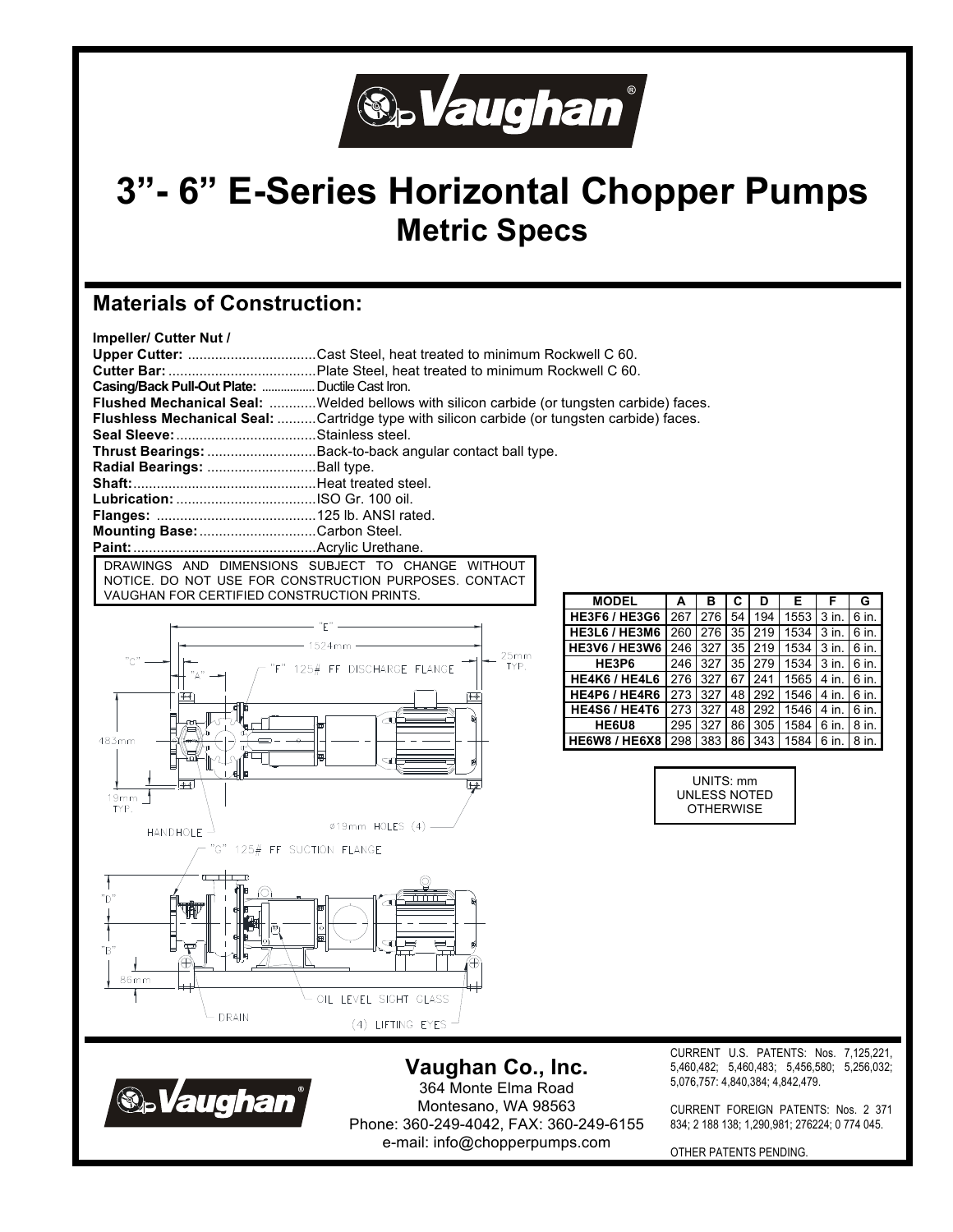# 3"- 6" E-Series Horizontal Chopper Pumps

## Metric Specs

## Materials of Construction:

**Impeller/ Cutter Nut / Upper Cutter:** ................................Cast Steel, heat treated to minimum Rockwell C 60.
**Cutter Bar:** .....................................Plate Steel, heat treated to minimum Rockwell C 60.
**Casing/Back Pull-Out Plate:** ................Ductile Cast Iron.
**Flushed Mechanical Seal:** ............Welded bellows with silicon carbide (or tungsten carbide) faces.
**Flushless Mechanical Seal:** ..........Cartridge type with silicon carbide (or tungsten carbide) faces.
**Seal Sleeve:**...................................Stainless steel.
**Thrust Bearings:** ...........................Back-to-back angular contact ball type.
**Radial Bearings:** ...........................Ball type.
**Shaft:**..............................................Heat treated steel.
**Lubrication:** ...................................ISO Gr. 100 oil.
**Flanges:** .........................................125 lb. ANSI rated.
**Mounting Base:**.............................Carbon Steel.
**Paint:**..............................................Acrylic Urethane.

DRAWINGS AND DIMENSIONS SUBJECT TO CHANGE WITHOUT NOTICE. DO NOT USE FOR CONSTRUCTION PURPOSES. CONTACT VAUGHAN FOR CERTIFIED CONSTRUCTION PRINTS.

"E"
1524mm
"C"
"A"
"F" 125# FF DISCHARGE FLANGE
25mm TYP.
483mm
19mm TYP.
HANDHOLE
ø19mm HOLES (4)
"G" 125# FF SUCTION FLANGE
"D"
"B"
86mm
DRAIN
OIL LEVEL SIGHT GLASS
(4) LIFTING EYES

| MODEL | A | B | C | D | E | F | G |
|---|---|---|---|---|---|---|---|
| HE3F6 / HE3G6 | 267 | 276 | 54 | 194 | 1553 | 3 in. | 6 in. |
| HE3L6 / HE3M6 | 260 | 276 | 35 | 219 | 1534 | 3 in. | 6 in. |
| HE3V6 / HE3W6 | 246 | 327 | 35 | 219 | 1534 | 3 in. | 6 in. |
| HE3P6 | 246 | 327 | 35 | 279 | 1534 | 3 in. | 6 in. |
| HE4K6 / HE4L6 | 276 | 327 | 67 | 241 | 1565 | 4 in. | 6 in. |
| HE4P6 / HE4R6 | 273 | 327 | 48 | 292 | 1546 | 4 in. | 6 in. |
| HE4S6 / HE4T6 | 273 | 327 | 48 | 292 | 1546 | 4 in. | 6 in. |
| HE6U8 | 295 | 327 | 86 | 305 | 1584 | 6 in. | 8 in. |
| HE6W8 / HE6X8 | 298 | 383 | 86 | 343 | 1584 | 6 in. | 8 in. |

UNITS: mm UNLESS NOTED OTHERWISE

**Vaughan Co., Inc.**
364 Monte Elma Road
Montesano, WA 98563
Phone: 360-249-4042, FAX: 360-249-6155
e-mail: info@chopperpumps.com

CURRENT U.S. PATENTS: Nos. 7,125,221, 5,460,482; 5,460,483; 5,456,580; 5,256,032; 5,076,757: 4,840,384; 4,842,479.

CURRENT FOREIGN PATENTS: Nos. 2 371 834; 2 188 138; 1,290,981; 276224; 0 774 045.

OTHER PATENTS PENDING.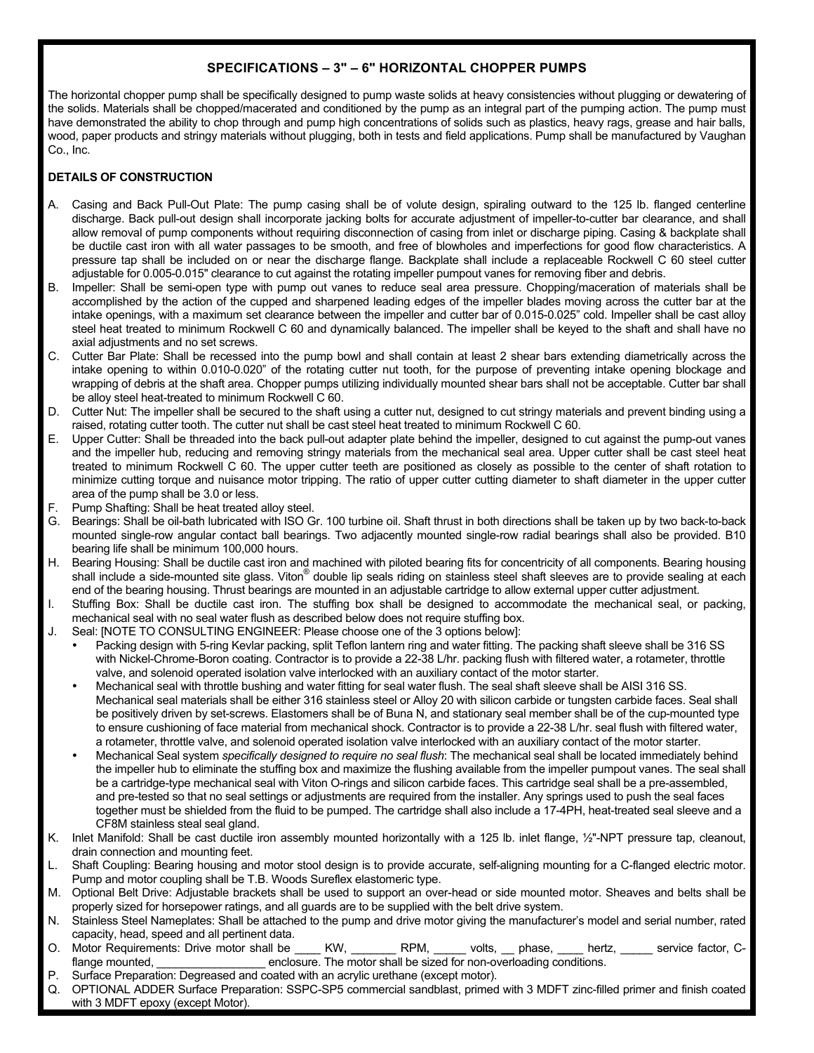## SPECIFICATIONS – 3" – 6" HORIZONTAL CHOPPER PUMPS

The horizontal chopper pump shall be specifically designed to pump waste solids at heavy consistencies without plugging or dewatering of the solids. Materials shall be chopped/macerated and conditioned by the pump as an integral part of the pumping action. The pump must have demonstrated the ability to chop through and pump high concentrations of solids such as plastics, heavy rags, grease and hair balls, wood, paper products and stringy materials without plugging, both in tests and field applications. Pump shall be manufactured by Vaughan Co., Inc.

### DETAILS OF CONSTRUCTION

A. Casing and Back Pull-Out Plate: The pump casing shall be of volute design, spiraling outward to the 125 lb. flanged centerline discharge. Back pull-out design shall incorporate jacking bolts for accurate adjustment of impeller-to-cutter bar clearance, and shall allow removal of pump components without requiring disconnection of casing from inlet or discharge piping. Casing & backplate shall be ductile cast iron with all water passages to be smooth, and free of blowholes and imperfections for good flow characteristics. A pressure tap shall be included on or near the discharge flange. Backplate shall include a replaceable Rockwell C 60 steel cutter adjustable for 0.005-0.015" clearance to cut against the rotating impeller pumpout vanes for removing fiber and debris.

B. Impeller: Shall be semi-open type with pump out vanes to reduce seal area pressure. Chopping/maceration of materials shall be accomplished by the action of the cupped and sharpened leading edges of the impeller blades moving across the cutter bar at the intake openings, with a maximum set clearance between the impeller and cutter bar of 0.015-0.025" cold. Impeller shall be cast alloy steel heat treated to minimum Rockwell C 60 and dynamically balanced. The impeller shall be keyed to the shaft and shall have no axial adjustments and no set screws.

C. Cutter Bar Plate: Shall be recessed into the pump bowl and shall contain at least 2 shear bars extending diametrically across the intake opening to within 0.010-0.020" of the rotating cutter nut tooth, for the purpose of preventing intake opening blockage and wrapping of debris at the shaft area. Chopper pumps utilizing individually mounted shear bars shall not be acceptable. Cutter bar shall be alloy steel heat-treated to minimum Rockwell C 60.

D. Cutter Nut: The impeller shall be secured to the shaft using a cutter nut, designed to cut stringy materials and prevent binding using a raised, rotating cutter tooth. The cutter nut shall be cast steel heat treated to minimum Rockwell C 60.

E. Upper Cutter: Shall be threaded into the back pull-out adapter plate behind the impeller, designed to cut against the pump-out vanes and the impeller hub, reducing and removing stringy materials from the mechanical seal area. Upper cutter shall be cast steel heat treated to minimum Rockwell C 60. The upper cutter teeth are positioned as closely as possible to the center of shaft rotation to minimize cutting torque and nuisance motor tripping. The ratio of upper cutter cutting diameter to shaft diameter in the upper cutter area of the pump shall be 3.0 or less.

F. Pump Shafting: Shall be heat treated alloy steel.

G. Bearings: Shall be oil-bath lubricated with ISO Gr. 100 turbine oil. Shaft thrust in both directions shall be taken up by two back-to-back mounted single-row angular contact ball bearings. Two adjacently mounted single-row radial bearings shall also be provided. B10 bearing life shall be minimum 100,000 hours.

H. Bearing Housing: Shall be ductile cast iron and machined with piloted bearing fits for concentricity of all components. Bearing housing shall include a side-mounted site glass. Viton® double lip seals riding on stainless steel shaft sleeves are to provide sealing at each end of the bearing housing. Thrust bearings are mounted in an adjustable cartridge to allow external upper cutter adjustment.

I. Stuffing Box: Shall be ductile cast iron. The stuffing box shall be designed to accommodate the mechanical seal, or packing, mechanical seal with no seal water flush as described below does not require stuffing box.

J. Seal: [NOTE TO CONSULTING ENGINEER: Please choose one of the 3 options below]:
   - Packing design with 5-ring Kevlar packing, split Teflon lantern ring and water fitting. The packing shaft sleeve shall be 316 SS with Nickel-Chrome-Boron coating. Contractor is to provide a 22-38 L/hr. packing flush with filtered water, a rotameter, throttle valve, and solenoid operated isolation valve interlocked with an auxiliary contact of the motor starter.
   - Mechanical seal with throttle bushing and water fitting for seal water flush. The seal shaft sleeve shall be AISI 316 SS. Mechanical seal materials shall be either 316 stainless steel or Alloy 20 with silicon carbide or tungsten carbide faces. Seal shall be positively driven by set-screws. Elastomers shall be of Buna N, and stationary seal member shall be of the cup-mounted type to ensure cushioning of face material from mechanical shock. Contractor is to provide a 22-38 L/hr. seal flush with filtered water, a rotameter, throttle valve, and solenoid operated isolation valve interlocked with an auxiliary contact of the motor starter.
   - Mechanical Seal system *specifically designed to require no seal flush*: The mechanical seal shall be located immediately behind the impeller hub to eliminate the stuffing box and maximize the flushing available from the impeller pumpout vanes. The seal shall be a cartridge-type mechanical seal with Viton O-rings and silicon carbide faces. This cartridge seal shall be a pre-assembled, and pre-tested so that no seal settings or adjustments are required from the installer. Any springs used to push the seal faces together must be shielded from the fluid to be pumped. The cartridge shall also include a 17-4PH, heat-treated seal sleeve and a CF8M stainless steal seal gland.

K. Inlet Manifold: Shall be cast ductile iron assembly mounted horizontally with a 125 lb. inlet flange, ½"-NPT pressure tap, cleanout, drain connection and mounting feet.

L. Shaft Coupling: Bearing housing and motor stool design is to provide accurate, self-aligning mounting for a C-flanged electric motor. Pump and motor coupling shall be T.B. Woods Sureflex elastomeric type.

M. Optional Belt Drive: Adjustable brackets shall be used to support an over-head or side mounted motor. Sheaves and belts shall be properly sized for horsepower ratings, and all guards are to be supplied with the belt drive system.

N. Stainless Steel Nameplates: Shall be attached to the pump and drive motor giving the manufacturer's model and serial number, rated capacity, head, speed and all pertinent data.

O. Motor Requirements: Drive motor shall be ____ KW, _______ RPM, _____ volts, __ phase, ____ hertz, _____ service factor, C-flange mounted, _________________ enclosure. The motor shall be sized for non-overloading conditions.

P. Surface Preparation: Degreased and coated with an acrylic urethane (except motor).

Q. OPTIONAL ADDER Surface Preparation: SSPC-SP5 commercial sandblast, primed with 3 MDFT zinc-filled primer and finish coated with 3 MDFT epoxy (except Motor).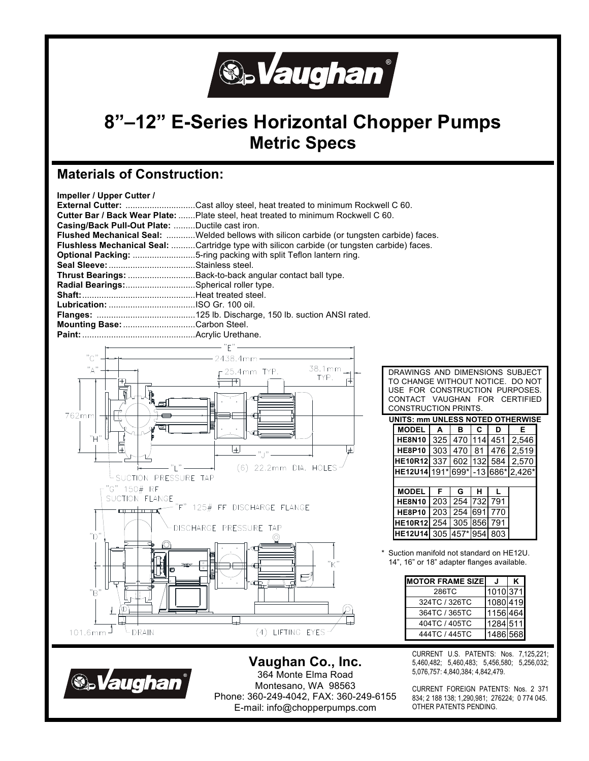# 8"–12" E-Series Horizontal Chopper Pumps
## Metric Specs

## Materials of Construction:

**Impeller / Upper Cutter / External Cutter:** ............................Cast alloy steel, heat treated to minimum Rockwell C 60.
**Cutter Bar / Back Wear Plate:** .......Plate steel, heat treated to minimum Rockwell C 60.
**Casing/Back Pull-Out Plate:** .........Ductile cast iron.
**Flushed Mechanical Seal:** ...........Welded bellows with silicon carbide (or tungsten carbide) faces.
**Flushless Mechanical Seal:** ..........Cartridge type with silicon carbide (or tungsten carbide) faces.
**Optional Packing:** ..........................5-ring packing with split Teflon lantern ring.
**Seal Sleeve:** ...................................Stainless steel.
**Thrust Bearings:** ...........................Back-to-back angular contact ball type.
**Radial Bearings:**............................Spherical roller type.
**Shaft:**..............................................Heat treated steel.
**Lubrication:** ...................................ISO Gr. 100 oil.
**Flanges:** ........................................125 lb. Discharge, 150 lb. suction ANSI rated.
**Mounting Base:** .............................Carbon Steel.
**Paint:** ..............................................Acrylic Urethane.

"E" 2438.4mm "C" "A" 25.4mm TYP. 38.1mm TYP. 762mm "H" "J" "L" (6) 22.2mm DIA. HOLES SUCTION PRESSURE TAP "G" 150# RF SUCTION FLANGE "F" 125# FF DISCHARGE FLANGE DISCHARGE PRESSURE TAP "D" "K" "B" 101.6mm DRAIN (4) LIFTING EYES

DRAWINGS AND DIMENSIONS SUBJECT TO CHANGE WITHOUT NOTICE. DO NOT USE FOR CONSTRUCTION PURPOSES. CONTACT VAUGHAN FOR CERTIFIED CONSTRUCTION PRINTS.

**UNITS: mm UNLESS NOTED OTHERWISE**

| MODEL | A | B | C | D | E |
|---|---|---|---|---|---|
| HE8N10 | 325 | 470 | 114 | 451 | 2,546 |
| HE8P10 | 303 | 470 | 81 | 476 | 2,519 |
| HE10R12 | 337 | 602 | 132 | 584 | 2,570 |
| HE12U14 | 191* | 699* | -13 | 686* | 2,426* |

| MODEL | F | G | H | L |
|---|---|---|---|---|
| HE8N10 | 203 | 254 | 732 | 791 |
| HE8P10 | 203 | 254 | 691 | 770 |
| HE10R12 | 254 | 305 | 856 | 791 |
| HE12U14 | 305 | 457* | 954 | 803 |

\* Suction manifold not standard on HE12U. 14", 16" or 18" adapter flanges available.

| MOTOR FRAME SIZE | J | K |
|---|---|---|
| 286TC | 1010 | 371 |
| 324TC / 326TC | 1080 | 419 |
| 364TC / 365TC | 1156 | 464 |
| 404TC / 405TC | 1284 | 511 |
| 444TC / 445TC | 1486 | 568 |

**Vaughan Co., Inc.**
364 Monte Elma Road
Montesano, WA 98563
Phone: 360-249-4042, FAX: 360-249-6155
E-mail: info@chopperpumps.com

CURRENT U.S. PATENTS: Nos. 7,125,221; 5,460,482; 5,460,483; 5,456,580; 5,256,032; 5,076,757: 4,840,384; 4,842,479.

CURRENT FOREIGN PATENTS: Nos. 2 371 834; 2 188 138; 1,290,981; 276224; 0 774 045. OTHER PATENTS PENDING.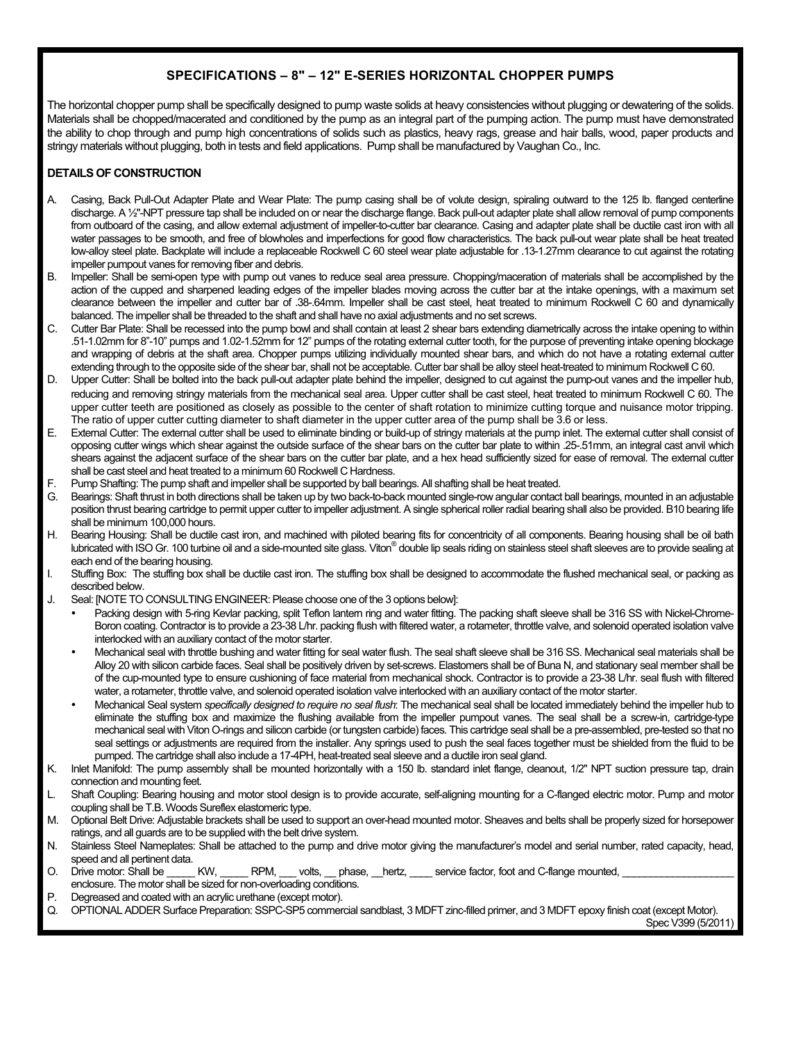## SPECIFICATIONS – 8" – 12" E-SERIES HORIZONTAL CHOPPER PUMPS

The horizontal chopper pump shall be specifically designed to pump waste solids at heavy consistencies without plugging or dewatering of the solids. Materials shall be chopped/macerated and conditioned by the pump as an integral part of the pumping action. The pump must have demonstrated the ability to chop through and pump high concentrations of solids such as plastics, heavy rags, grease and hair balls, wood, paper products and stringy materials without plugging, both in tests and field applications. Pump shall be manufactured by Vaughan Co., Inc.

### DETAILS OF CONSTRUCTION

A. Casing, Back Pull-Out Adapter Plate and Wear Plate: The pump casing shall be of volute design, spiraling outward to the 125 lb. flanged centerline discharge. A ½"-NPT pressure tap shall be included on or near the discharge flange. Back pull-out adapter plate shall allow removal of pump components from outboard of the casing, and allow external adjustment of impeller-to-cutter bar clearance. Casing and adapter plate shall be ductile cast iron with all water passages to be smooth, and free of blowholes and imperfections for good flow characteristics. The back pull-out wear plate shall be heat treated low-alloy steel plate. Backplate will include a replaceable Rockwell C 60 steel wear plate adjustable for .13-1.27mm clearance to cut against the rotating impeller pumpout vanes for removing fiber and debris.

B. Impeller: Shall be semi-open type with pump out vanes to reduce seal area pressure. Chopping/maceration of materials shall be accomplished by the action of the cupped and sharpened leading edges of the impeller blades moving across the cutter bar at the intake openings, with a maximum set clearance between the impeller and cutter bar of .38-.64mm. Impeller shall be cast steel, heat treated to minimum Rockwell C 60 and dynamically balanced. The impeller shall be threaded to the shaft and shall have no axial adjustments and no set screws.

C. Cutter Bar Plate: Shall be recessed into the pump bowl and shall contain at least 2 shear bars extending diametrically across the intake opening to within .51-1.02mm for 8"-10" pumps and 1.02-1.52mm for 12" pumps of the rotating external cutter tooth, for the purpose of preventing intake opening blockage and wrapping of debris at the shaft area. Chopper pumps utilizing individually mounted shear bars, and which do not have a rotating external cutter extending through to the opposite side of the shear bar, shall not be acceptable. Cutter bar shall be alloy steel heat-treated to minimum Rockwell C 60.

D. Upper Cutter: Shall be bolted into the back pull-out adapter plate behind the impeller, designed to cut against the pump-out vanes and the impeller hub, reducing and removing stringy materials from the mechanical seal area. Upper cutter shall be cast steel, heat treated to minimum Rockwell C 60. The upper cutter teeth are positioned as closely as possible to the center of shaft rotation to minimize cutting torque and nuisance motor tripping. The ratio of upper cutter cutting diameter to shaft diameter in the upper cutter area of the pump shall be 3.6 or less.

E. External Cutter: The external cutter shall be used to eliminate binding or build-up of stringy materials at the pump inlet. The external cutter shall consist of opposing cutter wings which shear against the outside surface of the shear bars on the cutter bar plate to within .25-.51mm, an integral cast anvil which shears against the adjacent surface of the shear bars on the cutter bar plate, and a hex head sufficiently sized for ease of removal. The external cutter shall be cast steel and heat treated to a minimum 60 Rockwell C Hardness.

F. Pump Shafting: The pump shaft and impeller shall be supported by ball bearings. All shafting shall be heat treated.

G. Bearings: Shaft thrust in both directions shall be taken up by two back-to-back mounted single-row angular contact ball bearings, mounted in an adjustable position thrust bearing cartridge to permit upper cutter to impeller adjustment. A single spherical roller radial bearing shall also be provided. B10 bearing life shall be minimum 100,000 hours.

H. Bearing Housing: Shall be ductile cast iron, and machined with piloted bearing fits for concentricity of all components. Bearing housing shall be oil bath lubricated with ISO Gr. 100 turbine oil and a side-mounted site glass. Viton® double lip seals riding on stainless steel shaft sleeves are to provide sealing at each end of the bearing housing.

I. Stuffing Box: The stuffing box shall be ductile cast iron. The stuffing box shall be designed to accommodate the flushed mechanical seal, or packing as described below.

J. Seal: [NOTE TO CONSULTING ENGINEER: Please choose one of the 3 options below]:
   - Packing design with 5-ring Kevlar packing, split Teflon lantern ring and water fitting. The packing shaft sleeve shall be 316 SS with Nickel-Chrome-Boron coating. Contractor is to provide a 23-38 L/hr. packing flush with filtered water, a rotameter, throttle valve, and solenoid operated isolation valve interlocked with an auxiliary contact of the motor starter.
   - Mechanical seal with throttle bushing and water fitting for seal water flush. The seal shaft sleeve shall be 316 SS. Mechanical seal materials shall be Alloy 20 with silicon carbide faces. Seal shall be positively driven by set-screws. Elastomers shall be of Buna N, and stationary seal member shall be of the cup-mounted type to ensure cushioning of face material from mechanical shock. Contractor is to provide a 23-38 L/hr. seal flush with filtered water, a rotameter, throttle valve, and solenoid operated isolation valve interlocked with an auxiliary contact of the motor starter.
   - Mechanical Seal system *specifically designed to require no seal flush*: The mechanical seal shall be located immediately behind the impeller hub to eliminate the stuffing box and maximize the flushing available from the impeller pumpout vanes. The seal shall be a screw-in, cartridge-type mechanical seal with Viton O-rings and silicon carbide (or tungsten carbide) faces. This cartridge seal shall be a pre-assembled, pre-tested so that no seal settings or adjustments are required from the installer. Any springs used to push the seal faces together must be shielded from the fluid to be pumped. The cartridge shall also include a 17-4PH, heat-treated seal sleeve and a ductile iron seal gland.

K. Inlet Manifold: The pump assembly shall be mounted horizontally with a 150 lb. standard inlet flange, cleanout, 1/2" NPT suction pressure tap, drain connection and mounting feet.

L. Shaft Coupling: Bearing housing and motor stool design is to provide accurate, self-aligning mounting for a C-flanged electric motor. Pump and motor coupling shall be T.B. Woods Sureflex elastomeric type.

M. Optional Belt Drive: Adjustable brackets shall be used to support an over-head mounted motor. Sheaves and belts shall be properly sized for horsepower ratings, and all guards are to be supplied with the belt drive system.

N. Stainless Steel Nameplates: Shall be attached to the pump and drive motor giving the manufacturer's model and serial number, rated capacity, head, speed and all pertinent data.

O. Drive motor: Shall be _____ KW, _____ RPM, ___ volts, __ phase, __hertz, ____ service factor, foot and C-flange mounted, ___________________ enclosure. The motor shall be sized for non-overloading conditions.

P. Degreased and coated with an acrylic urethane (except motor).

Q. OPTIONAL ADDER Surface Preparation: SSPC-SP5 commercial sandblast, 3 MDFT zinc-filled primer, and 3 MDFT epoxy finish coat (except Motor).

Spec V399 (5/2011)